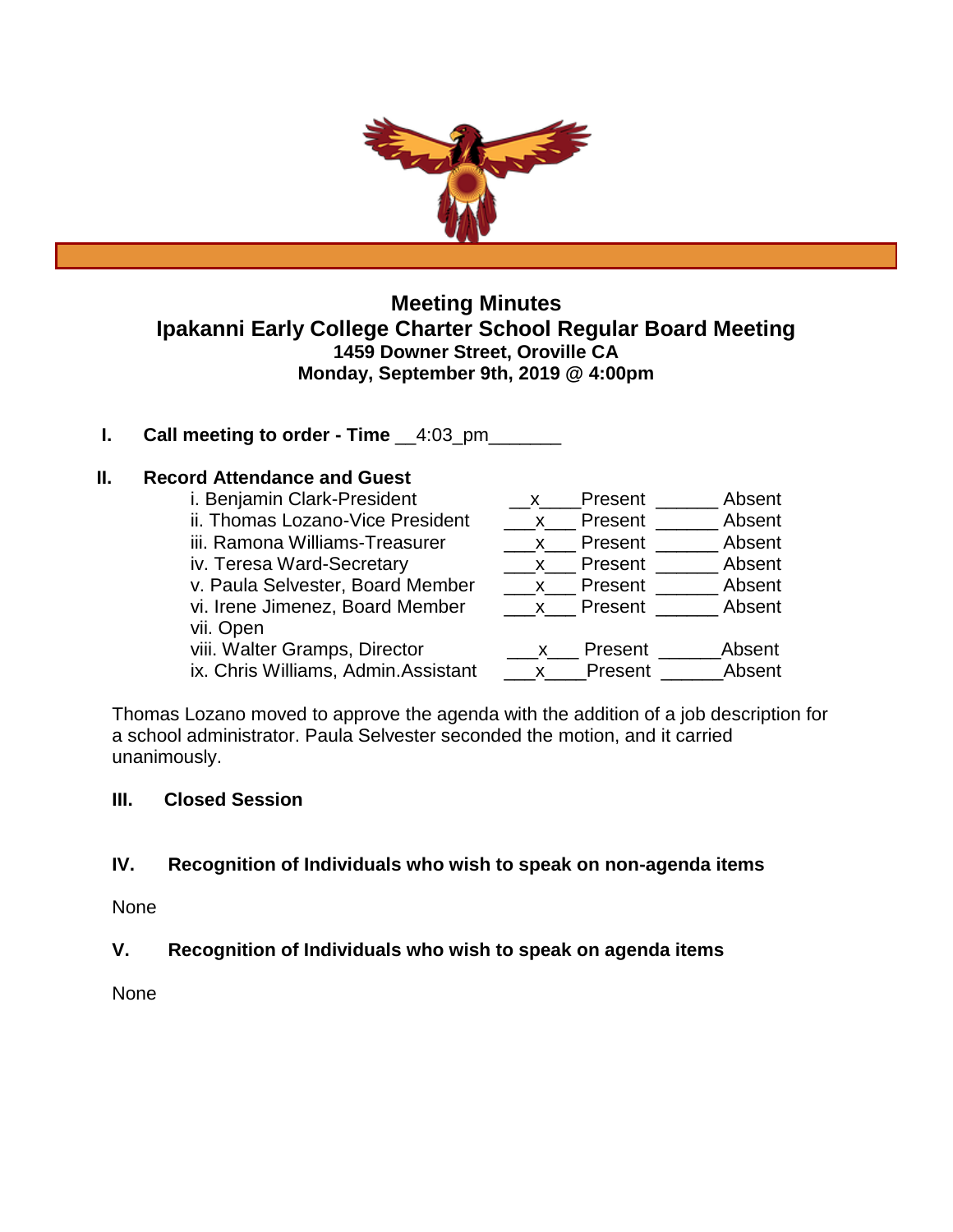# Meeting Minutes
## Ipakanni Early College Charter School Regular Board Meeting
**1459 Downer Street, Oroville CA**
**Monday, September 9th, 2019 @ 4:00pm**

**I. Call meeting to order - Time** __4:03_pm_______

**II. Record Attendance and Guest**

| | Present | Absent |
|---|---|---|
| i. Benjamin Clark-President | x | |
| ii. Thomas Lozano-Vice President | x | |
| iii. Ramona Williams-Treasurer | x | |
| iv. Teresa Ward-Secretary | x | |
| v. Paula Selvester, Board Member | x | |
| vi. Irene Jimenez, Board Member | x | |
| vii. Open | | |
| viii. Walter Gramps, Director | x | |
| ix. Chris Williams, Admin.Assistant | x | |

Thomas Lozano moved to approve the agenda with the addition of a job description for a school administrator. Paula Selvester seconded the motion, and it carried unanimously.

**III. Closed Session**

**IV. Recognition of Individuals who wish to speak on non-agenda items**

None

**V. Recognition of Individuals who wish to speak on agenda items**

None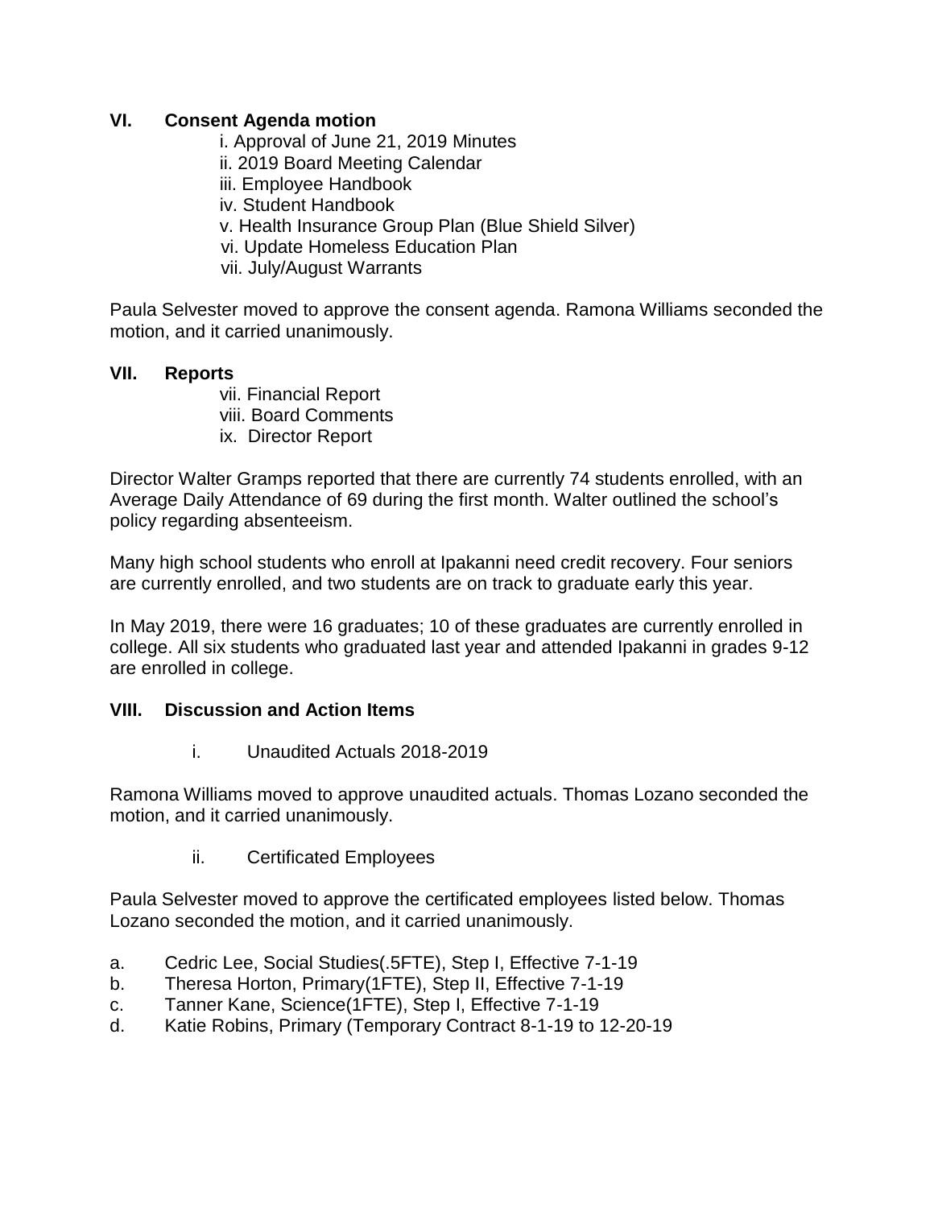## VI. Consent Agenda motion

i. Approval of June 21, 2019 Minutes
ii. 2019 Board Meeting Calendar
iii. Employee Handbook
iv. Student Handbook
v. Health Insurance Group Plan (Blue Shield Silver)
vi. Update Homeless Education Plan
vii. July/August Warrants

Paula Selvester moved to approve the consent agenda. Ramona Williams seconded the motion, and it carried unanimously.

## VII. Reports

vii. Financial Report
viii. Board Comments
ix. Director Report

Director Walter Gramps reported that there are currently 74 students enrolled, with an Average Daily Attendance of 69 during the first month. Walter outlined the school's policy regarding absenteeism.

Many high school students who enroll at Ipakanni need credit recovery. Four seniors are currently enrolled, and two students are on track to graduate early this year.

In May 2019, there were 16 graduates; 10 of these graduates are currently enrolled in college. All six students who graduated last year and attended Ipakanni in grades 9-12 are enrolled in college.

## VIII. Discussion and Action Items

i. Unaudited Actuals 2018-2019

Ramona Williams moved to approve unaudited actuals. Thomas Lozano seconded the motion, and it carried unanimously.

ii. Certificated Employees

Paula Selvester moved to approve the certificated employees listed below. Thomas Lozano seconded the motion, and it carried unanimously.

a. Cedric Lee, Social Studies(.5FTE), Step I, Effective 7-1-19
b. Theresa Horton, Primary(1FTE), Step II, Effective 7-1-19
c. Tanner Kane, Science(1FTE), Step I, Effective 7-1-19
d. Katie Robins, Primary (Temporary Contract 8-1-19 to 12-20-19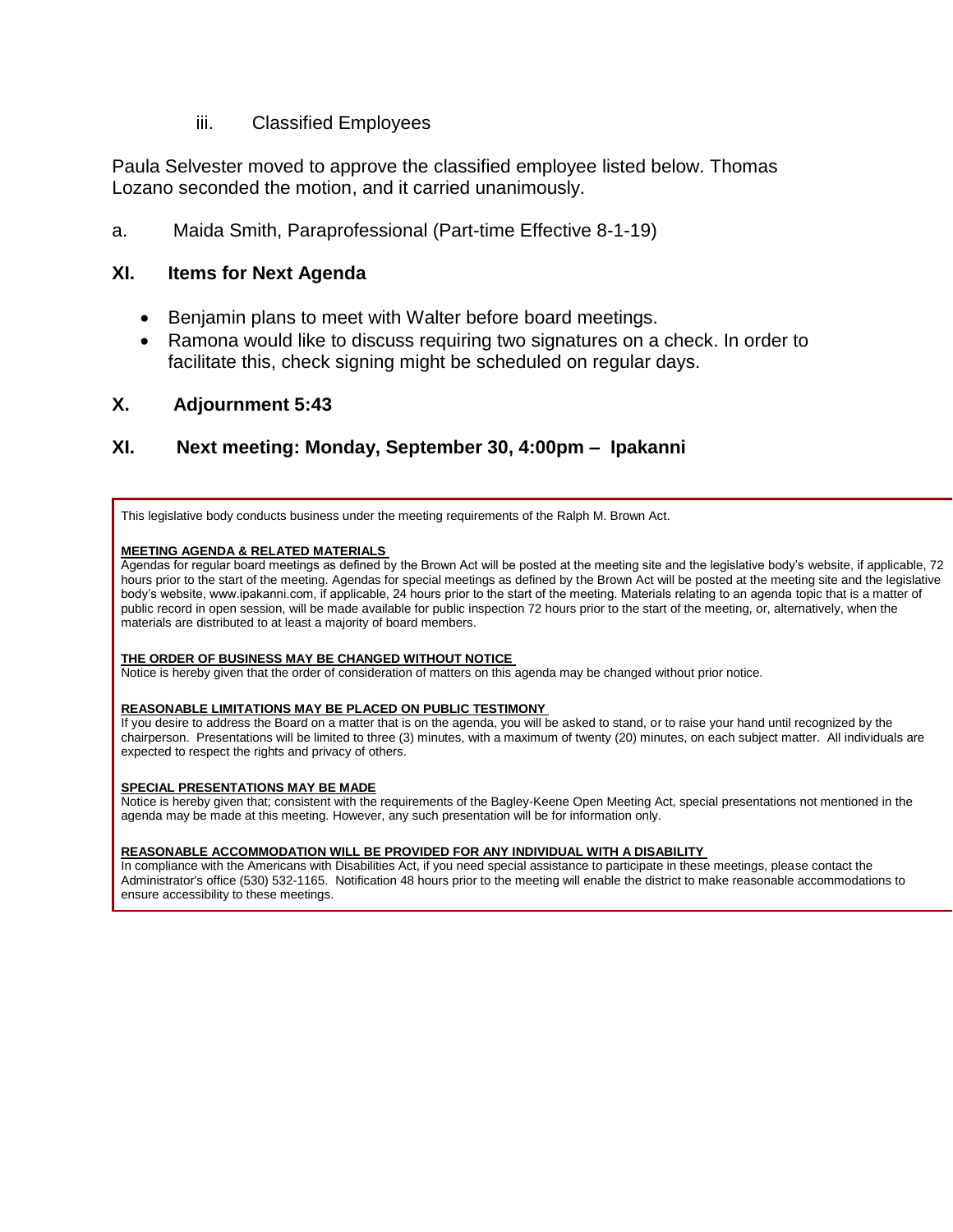iii. Classified Employees

Paula Selvester moved to approve the classified employee listed below. Thomas Lozano seconded the motion, and it carried unanimously.

a. Maida Smith, Paraprofessional (Part-time Effective 8-1-19)

## XI. Items for Next Agenda

- Benjamin plans to meet with Walter before board meetings.
- Ramona would like to discuss requiring two signatures on a check. In order to facilitate this, check signing might be scheduled on regular days.

## X. Adjournment 5:43

## XI. Next meeting: Monday, September 30, 4:00pm – Ipakanni

This legislative body conducts business under the meeting requirements of the Ralph M. Brown Act.

**MEETING AGENDA & RELATED MATERIALS**

Agendas for regular board meetings as defined by the Brown Act will be posted at the meeting site and the legislative body's website, if applicable, 72 hours prior to the start of the meeting. Agendas for special meetings as defined by the Brown Act will be posted at the meeting site and the legislative body's website, www.ipakanni.com, if applicable, 24 hours prior to the start of the meeting. Materials relating to an agenda topic that is a matter of public record in open session, will be made available for public inspection 72 hours prior to the start of the meeting, or, alternatively, when the materials are distributed to at least a majority of board members.

**THE ORDER OF BUSINESS MAY BE CHANGED WITHOUT NOTICE**

Notice is hereby given that the order of consideration of matters on this agenda may be changed without prior notice.

**REASONABLE LIMITATIONS MAY BE PLACED ON PUBLIC TESTIMONY**

If you desire to address the Board on a matter that is on the agenda, you will be asked to stand, or to raise your hand until recognized by the chairperson. Presentations will be limited to three (3) minutes, with a maximum of twenty (20) minutes, on each subject matter. All individuals are expected to respect the rights and privacy of others.

**SPECIAL PRESENTATIONS MAY BE MADE**

Notice is hereby given that; consistent with the requirements of the Bagley-Keene Open Meeting Act, special presentations not mentioned in the agenda may be made at this meeting. However, any such presentation will be for information only.

**REASONABLE ACCOMMODATION WILL BE PROVIDED FOR ANY INDIVIDUAL WITH A DISABILITY**

In compliance with the Americans with Disabilities Act, if you need special assistance to participate in these meetings, please contact the Administrator's office (530) 532-1165. Notification 48 hours prior to the meeting will enable the district to make reasonable accommodations to ensure accessibility to these meetings.